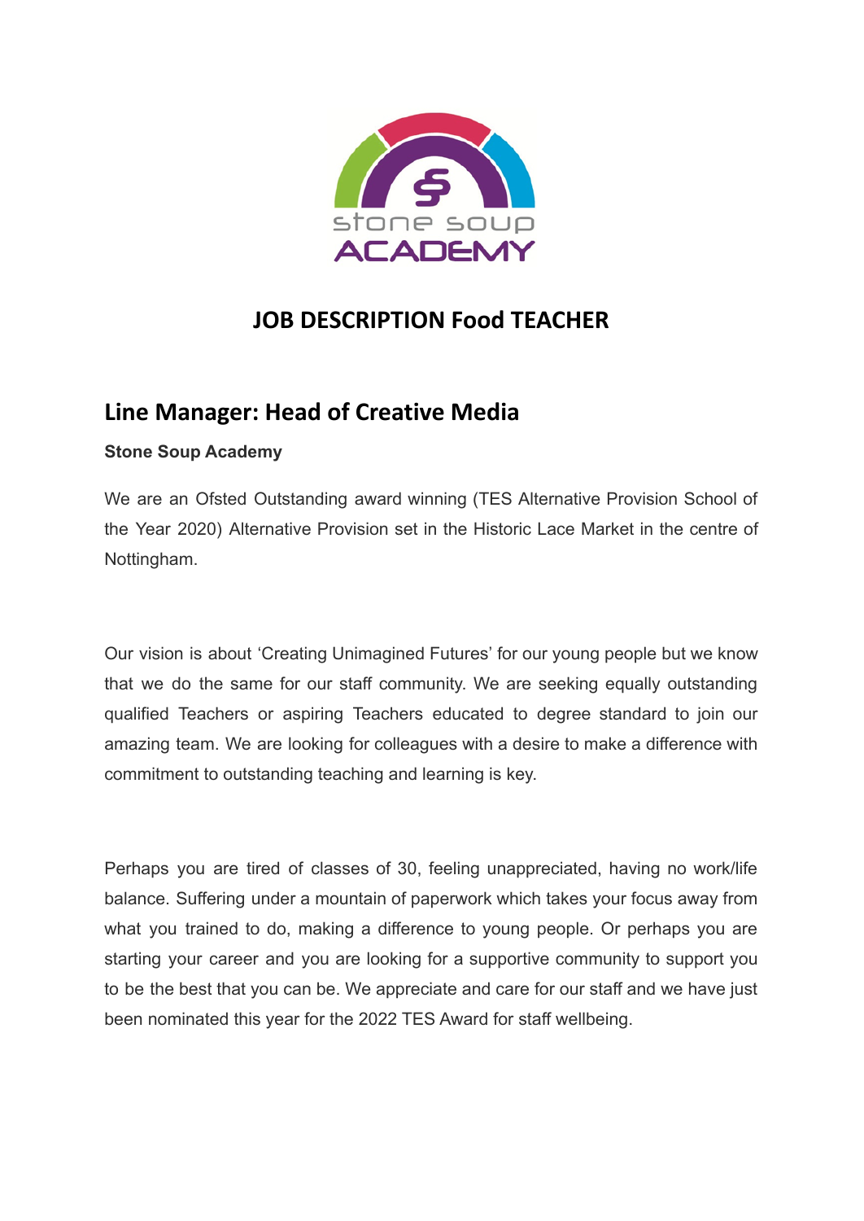# JOB DESCRIPTION Food TEACHER

## Line Manager: Head of Creative Media

**Stone Soup Academy**

We are an Ofsted Outstanding award winning (TES Alternative Provision School of the Year 2020) Alternative Provision set in the Historic Lace Market in the centre of Nottingham.

Our vision is about 'Creating Unimagined Futures' for our young people but we know that we do the same for our staff community. We are seeking equally outstanding qualified Teachers or aspiring Teachers educated to degree standard to join our amazing team. We are looking for colleagues with a desire to make a difference with commitment to outstanding teaching and learning is key.

Perhaps you are tired of classes of 30, feeling unappreciated, having no work/life balance. Suffering under a mountain of paperwork which takes your focus away from what you trained to do, making a difference to young people. Or perhaps you are starting your career and you are looking for a supportive community to support you to be the best that you can be. We appreciate and care for our staff and we have just been nominated this year for the 2022 TES Award for staff wellbeing.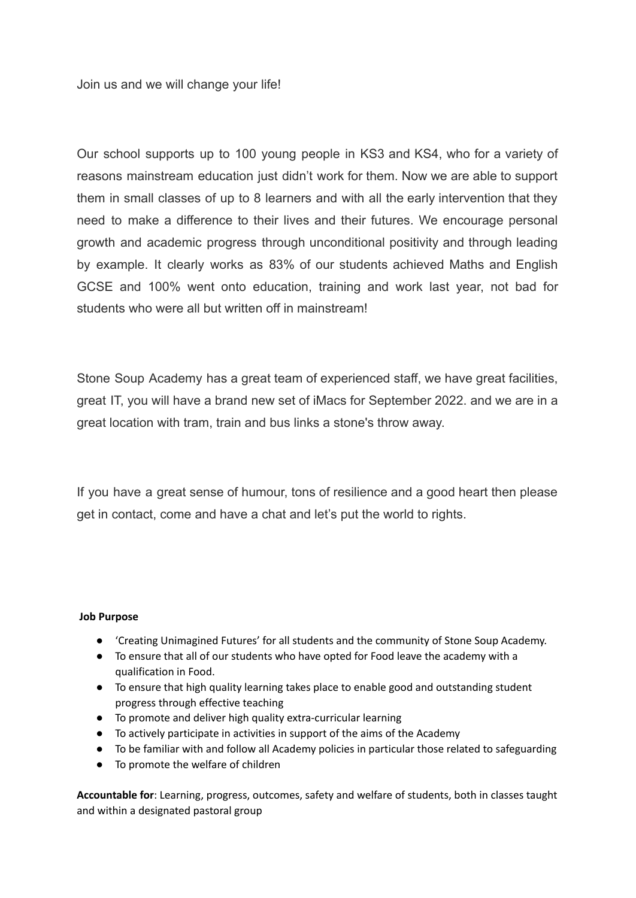Join us and we will change your life!

Our school supports up to 100 young people in KS3 and KS4, who for a variety of reasons mainstream education just didn't work for them. Now we are able to support them in small classes of up to 8 learners and with all the early intervention that they need to make a difference to their lives and their futures. We encourage personal growth and academic progress through unconditional positivity and through leading by example. It clearly works as 83% of our students achieved Maths and English GCSE and 100% went onto education, training and work last year, not bad for students who were all but written off in mainstream!

Stone Soup Academy has a great team of experienced staff, we have great facilities, great IT, you will have a brand new set of iMacs for September 2022. and we are in a great location with tram, train and bus links a stone's throw away.

If you have a great sense of humour, tons of resilience and a good heart then please get in contact, come and have a chat and let's put the world to rights.

**Job Purpose**

- 'Creating Unimagined Futures' for all students and the community of Stone Soup Academy.
- To ensure that all of our students who have opted for Food leave the academy with a qualification in Food.
- To ensure that high quality learning takes place to enable good and outstanding student progress through effective teaching
- To promote and deliver high quality extra-curricular learning
- To actively participate in activities in support of the aims of the Academy
- To be familiar with and follow all Academy policies in particular those related to safeguarding
- To promote the welfare of children

**Accountable for**: Learning, progress, outcomes, safety and welfare of students, both in classes taught and within a designated pastoral group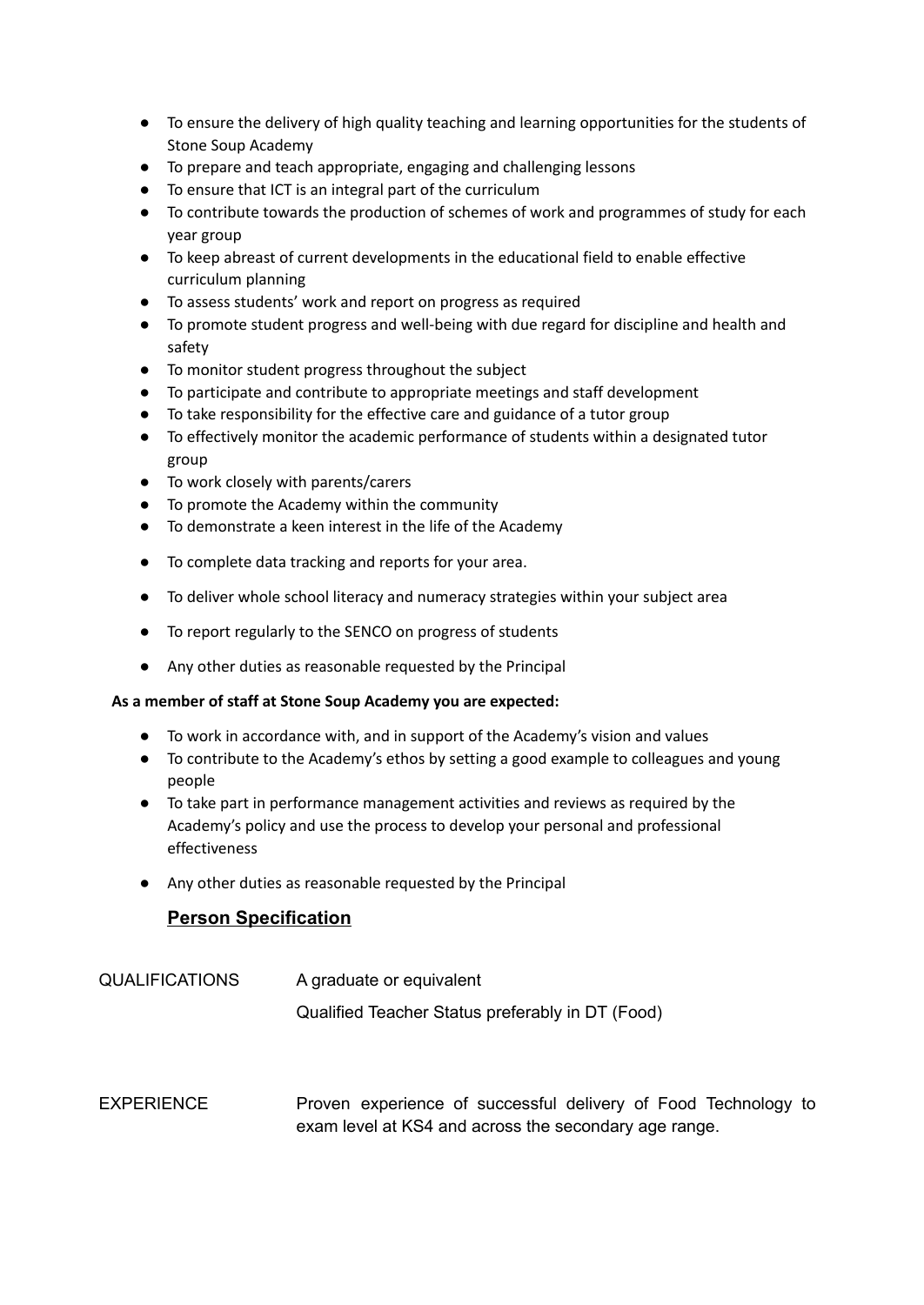- To ensure the delivery of high quality teaching and learning opportunities for the students of Stone Soup Academy
- To prepare and teach appropriate, engaging and challenging lessons
- To ensure that ICT is an integral part of the curriculum
- To contribute towards the production of schemes of work and programmes of study for each year group
- To keep abreast of current developments in the educational field to enable effective curriculum planning
- To assess students' work and report on progress as required
- To promote student progress and well-being with due regard for discipline and health and safety
- To monitor student progress throughout the subject
- To participate and contribute to appropriate meetings and staff development
- To take responsibility for the effective care and guidance of a tutor group
- To effectively monitor the academic performance of students within a designated tutor group
- To work closely with parents/carers
- To promote the Academy within the community
- To demonstrate a keen interest in the life of the Academy
- To complete data tracking and reports for your area.
- To deliver whole school literacy and numeracy strategies within your subject area
- To report regularly to the SENCO on progress of students
- Any other duties as reasonable requested by the Principal

**As a member of staff at Stone Soup Academy you are expected:**

- To work in accordance with, and in support of the Academy's vision and values
- To contribute to the Academy's ethos by setting a good example to colleagues and young people
- To take part in performance management activities and reviews as required by the Academy's policy and use the process to develop your personal and professional effectiveness
- Any other duties as reasonable requested by the Principal

## Person Specification

| | |
|---|---|
| QUALIFICATIONS | A graduate or equivalent<br>Qualified Teacher Status preferably in DT (Food) |
| EXPERIENCE | Proven experience of successful delivery of Food Technology to exam level at KS4 and across the secondary age range. |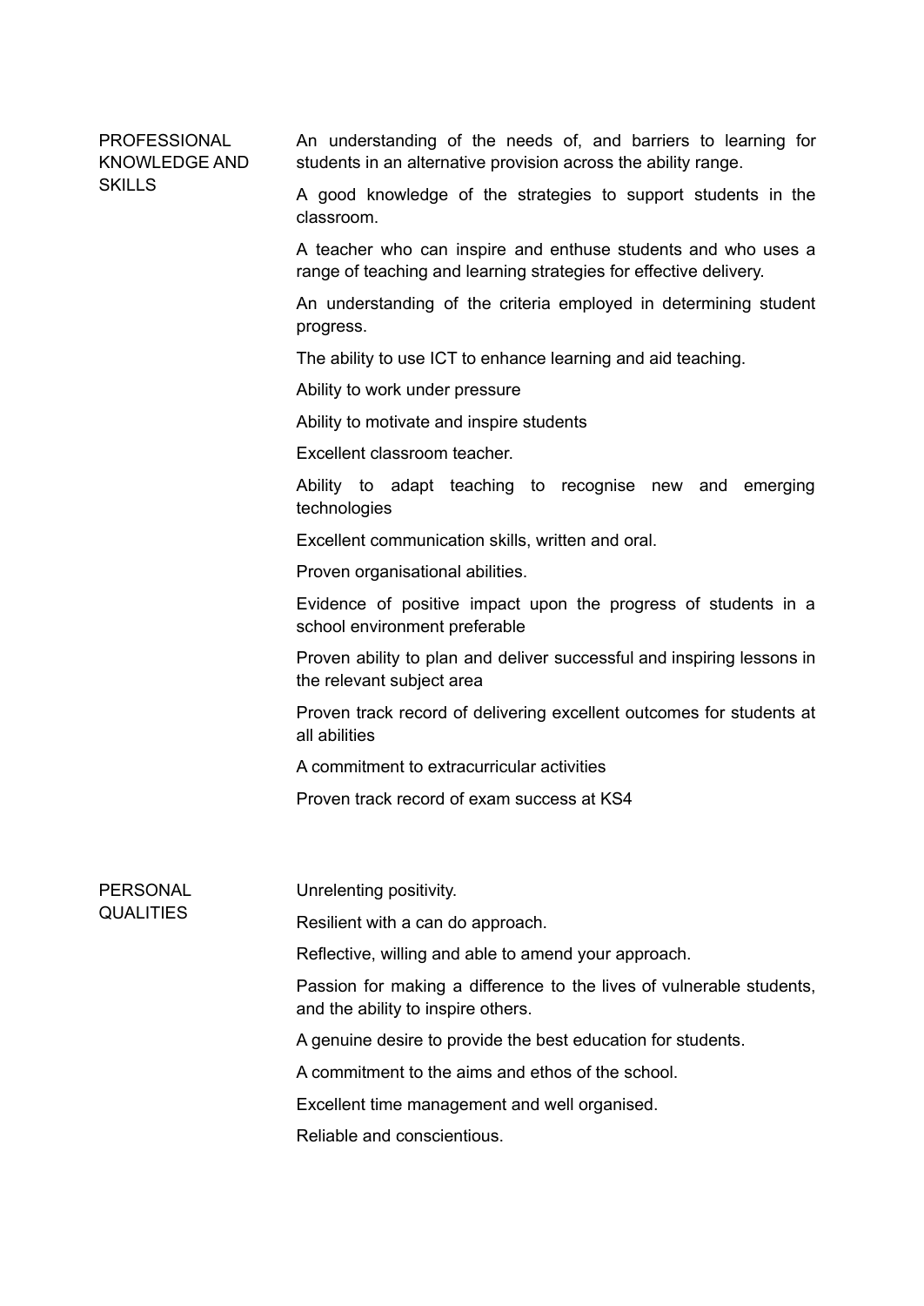| | |
|---|---|
| PROFESSIONAL KNOWLEDGE AND SKILLS | An understanding of the needs of, and barriers to learning for students in an alternative provision across the ability range. |
| | A good knowledge of the strategies to support students in the classroom. |
| | A teacher who can inspire and enthuse students and who uses a range of teaching and learning strategies for effective delivery. |
| | An understanding of the criteria employed in determining student progress. |
| | The ability to use ICT to enhance learning and aid teaching. |
| | Ability to work under pressure |
| | Ability to motivate and inspire students |
| | Excellent classroom teacher. |
| | Ability to adapt teaching to recognise new and emerging technologies |
| | Excellent communication skills, written and oral. |
| | Proven organisational abilities. |
| | Evidence of positive impact upon the progress of students in a school environment preferable |
| | Proven ability to plan and deliver successful and inspiring lessons in the relevant subject area |
| | Proven track record of delivering excellent outcomes for students at all abilities |
| | A commitment to extracurricular activities |
| | Proven track record of exam success at KS4 |
| PERSONAL QUALITIES | Unrelenting positivity. |
| | Resilient with a can do approach. |
| | Reflective, willing and able to amend your approach. |
| | Passion for making a difference to the lives of vulnerable students, and the ability to inspire others. |
| | A genuine desire to provide the best education for students. |
| | A commitment to the aims and ethos of the school. |
| | Excellent time management and well organised. |
| | Reliable and conscientious. |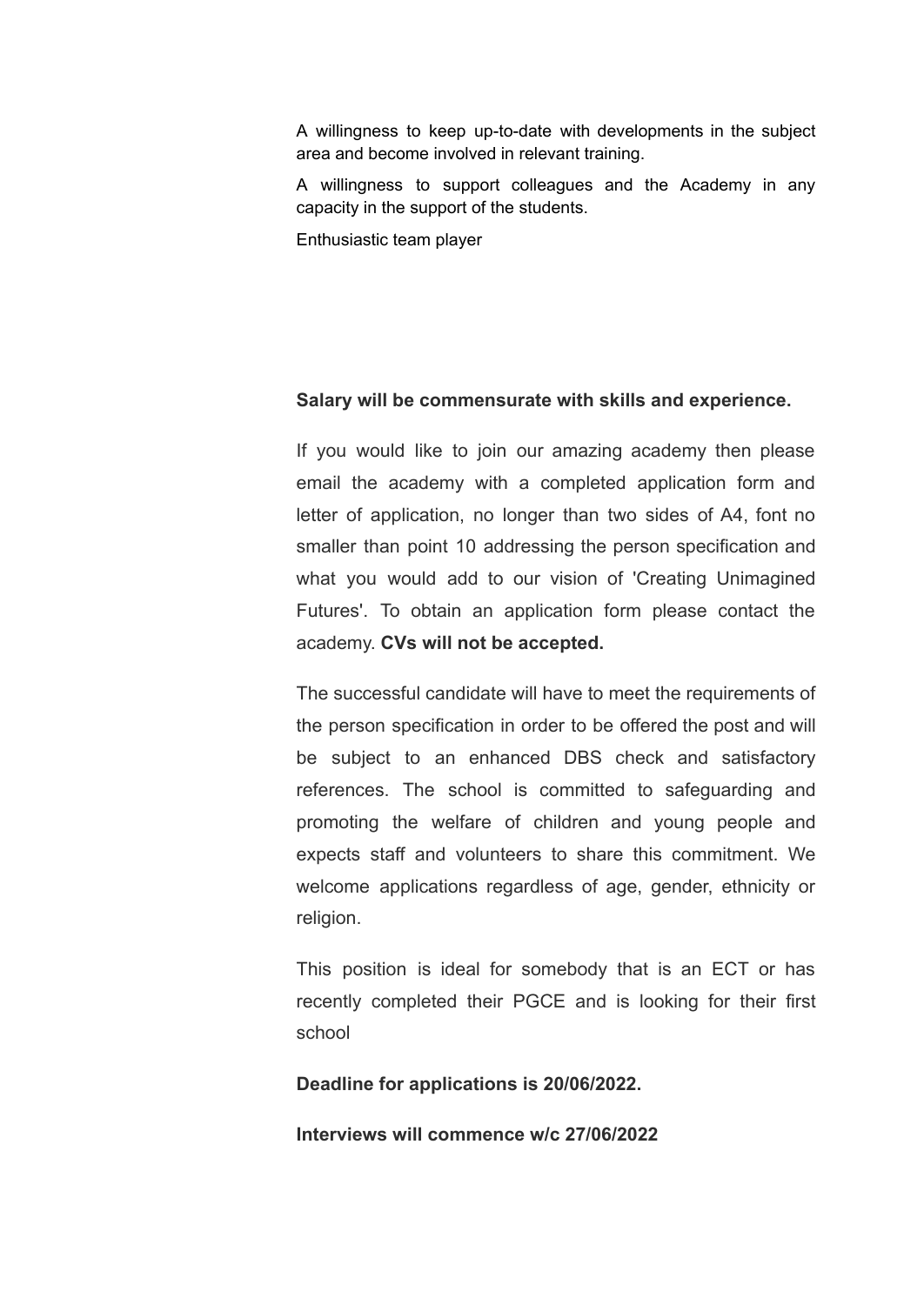A willingness to keep up-to-date with developments in the subject area and become involved in relevant training.

A willingness to support colleagues and the Academy in any capacity in the support of the students.

Enthusiastic team player

**Salary will be commensurate with skills and experience.**

If you would like to join our amazing academy then please email the academy with a completed application form and letter of application, no longer than two sides of A4, font no smaller than point 10 addressing the person specification and what you would add to our vision of 'Creating Unimagined Futures'. To obtain an application form please contact the academy. **CVs will not be accepted.**

The successful candidate will have to meet the requirements of the person specification in order to be offered the post and will be subject to an enhanced DBS check and satisfactory references. The school is committed to safeguarding and promoting the welfare of children and young people and expects staff and volunteers to share this commitment. We welcome applications regardless of age, gender, ethnicity or religion.

This position is ideal for somebody that is an ECT or has recently completed their PGCE and is looking for their first school

**Deadline for applications is 20/06/2022.**

**Interviews will commence w/c 27/06/2022**